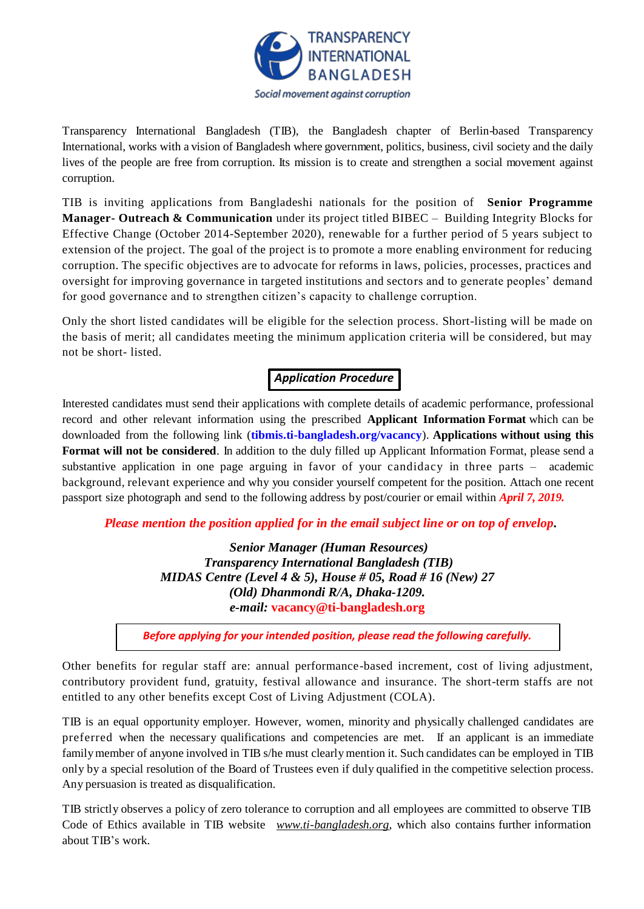TRANSPARENCY INTERNATIONAL BANGLADESH

*Social movement against corruption*

Transparency International Bangladesh (TIB), the Bangladesh chapter of Berlin-based Transparency International, works with a vision of Bangladesh where government, politics, business, civil society and the daily lives of the people are free from corruption. Its mission is to create and strengthen a social movement against corruption.

TIB is inviting applications from Bangladeshi nationals for the position of **Senior Programme Manager- Outreach & Communication** under its project titled BIBEC – Building Integrity Blocks for Effective Change (October 2014-September 2020), renewable for a further period of 5 years subject to extension of the project. The goal of the project is to promote a more enabling environment for reducing corruption. The specific objectives are to advocate for reforms in laws, policies, processes, practices and oversight for improving governance in targeted institutions and sectors and to generate peoples' demand for good governance and to strengthen citizen's capacity to challenge corruption.

Only the short listed candidates will be eligible for the selection process. Short-listing will be made on the basis of merit; all candidates meeting the minimum application criteria will be considered, but may not be short- listed.

## ***Application Procedure***

Interested candidates must send their applications with complete details of academic performance, professional record and other relevant information using the prescribed **Applicant Information Format** which can be downloaded from the following link (**tibmis.ti-bangladesh.org/vacancy**). **Applications without using this Format will not be considered**. In addition to the duly filled up Applicant Information Format, please send a substantive application in one page arguing in favor of your candidacy in three parts – academic background, relevant experience and why you consider yourself competent for the position. Attach one recent passport size photograph and send to the following address by post/courier or email within ***April 7, 2019.***

***Please mention the position applied for in the email subject line or on top of envelop.***

***Senior Manager (Human Resources)***
***Transparency International Bangladesh (TIB)***
***MIDAS Centre (Level 4 & 5), House # 05, Road # 16 (New) 27***
***(Old) Dhanmondi R/A, Dhaka-1209.***
***e-mail:* vacancy@ti-bangladesh.org**

***Before applying for your intended position, please read the following carefully.***

Other benefits for regular staff are: annual performance-based increment, cost of living adjustment, contributory provident fund, gratuity, festival allowance and insurance. The short-term staffs are not entitled to any other benefits except Cost of Living Adjustment (COLA).

TIB is an equal opportunity employer. However, women, minority and physically challenged candidates are preferred when the necessary qualifications and competencies are met. If an applicant is an immediate family member of anyone involved in TIB s/he must clearly mention it. Such candidates can be employed in TIB only by a special resolution of the Board of Trustees even if duly qualified in the competitive selection process. Any persuasion is treated as disqualification.

TIB strictly observes a policy of zero tolerance to corruption and all employees are committed to observe TIB Code of Ethics available in TIB website *www.ti-bangladesh.org*, which also contains further information about TIB's work.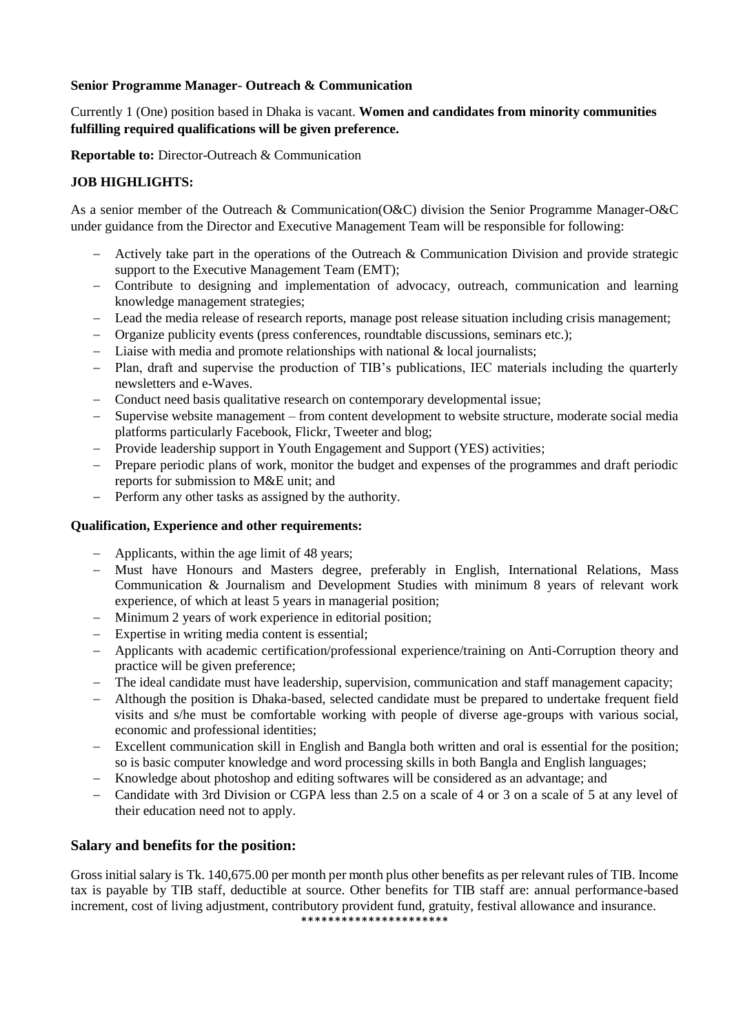**Senior Programme Manager- Outreach & Communication**

Currently 1 (One) position based in Dhaka is vacant. **Women and candidates from minority communities fulfilling required qualifications will be given preference.**

**Reportable to:** Director-Outreach & Communication

**JOB HIGHLIGHTS:**

As a senior member of the Outreach & Communication(O&C) division the Senior Programme Manager-O&C under guidance from the Director and Executive Management Team will be responsible for following:

- Actively take part in the operations of the Outreach & Communication Division and provide strategic support to the Executive Management Team (EMT);
- Contribute to designing and implementation of advocacy, outreach, communication and learning knowledge management strategies;
- Lead the media release of research reports, manage post release situation including crisis management;
- Organize publicity events (press conferences, roundtable discussions, seminars etc.);
- Liaise with media and promote relationships with national & local journalists;
- Plan, draft and supervise the production of TIB's publications, IEC materials including the quarterly newsletters and e-Waves.
- Conduct need basis qualitative research on contemporary developmental issue;
- Supervise website management – from content development to website structure, moderate social media platforms particularly Facebook, Flickr, Tweeter and blog;
- Provide leadership support in Youth Engagement and Support (YES) activities;
- Prepare periodic plans of work, monitor the budget and expenses of the programmes and draft periodic reports for submission to M&E unit; and
- Perform any other tasks as assigned by the authority.

**Qualification, Experience and other requirements:**

- Applicants, within the age limit of 48 years;
- Must have Honours and Masters degree, preferably in English, International Relations, Mass Communication & Journalism and Development Studies with minimum 8 years of relevant work experience, of which at least 5 years in managerial position;
- Minimum 2 years of work experience in editorial position;
- Expertise in writing media content is essential;
- Applicants with academic certification/professional experience/training on Anti-Corruption theory and practice will be given preference;
- The ideal candidate must have leadership, supervision, communication and staff management capacity;
- Although the position is Dhaka-based, selected candidate must be prepared to undertake frequent field visits and s/he must be comfortable working with people of diverse age-groups with various social, economic and professional identities;
- Excellent communication skill in English and Bangla both written and oral is essential for the position; so is basic computer knowledge and word processing skills in both Bangla and English languages;
- Knowledge about photoshop and editing softwares will be considered as an advantage; and
- Candidate with 3rd Division or CGPA less than 2.5 on a scale of 4 or 3 on a scale of 5 at any level of their education need not to apply.

## Salary and benefits for the position:

Gross initial salary is Tk. 140,675.00 per month per month plus other benefits as per relevant rules of TIB. Income tax is payable by TIB staff, deductible at source. Other benefits for TIB staff are: annual performance-based increment, cost of living adjustment, contributory provident fund, gratuity, festival allowance and insurance.

*********************